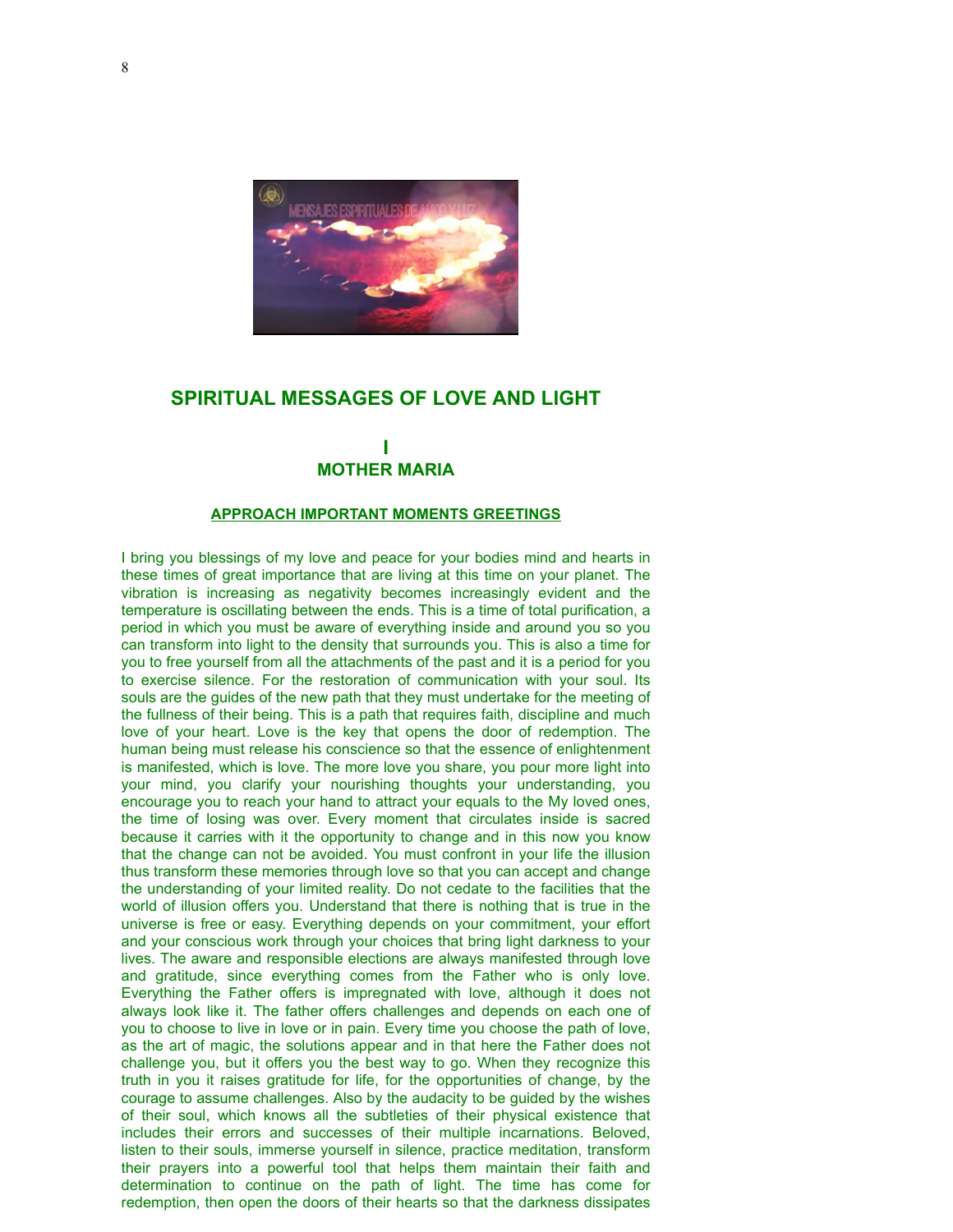# SPIRITUAL MESSAGES OF LOVE AND LIGHT

## I
## MOTHER MARIA

### APPROACH IMPORTANT MOMENTS GREETINGS

I bring you blessings of my love and peace for your bodies mind and hearts in these times of great importance that are living at this time on your planet. The vibration is increasing as negativity becomes increasingly evident and the temperature is oscillating between the ends. This is a time of total purification, a period in which you must be aware of everything inside and around you so you can transform into light to the density that surrounds you. This is also a time for you to free yourself from all the attachments of the past and it is a period for you to exercise silence. For the restoration of communication with your soul. Its souls are the guides of the new path that they must undertake for the meeting of the fullness of their being. This is a path that requires faith, discipline and much love of your heart. Love is the key that opens the door of redemption. The human being must release his conscience so that the essence of enlightenment is manifested, which is love. The more love you share, you pour more light into your mind, you clarify your nourishing thoughts your understanding, you encourage you to reach your hand to attract your equals to the My loved ones, the time of losing was over. Every moment that circulates inside is sacred because it carries with it the opportunity to change and in this now you know that the change can not be avoided. You must confront in your life the illusion thus transform these memories through love so that you can accept and change the understanding of your limited reality. Do not cedate to the facilities that the world of illusion offers you. Understand that there is nothing that is true in the universe is free or easy. Everything depends on your commitment, your effort and your conscious work through your choices that bring light darkness to your lives. The aware and responsible elections are always manifested through love and gratitude, since everything comes from the Father who is only love. Everything the Father offers is impregnated with love, although it does not always look like it. The father offers challenges and depends on each one of you to choose to live in love or in pain. Every time you choose the path of love, as the art of magic, the solutions appear and in that here the Father does not challenge you, but it offers you the best way to go. When they recognize this truth in you it raises gratitude for life, for the opportunities of change, by the courage to assume challenges. Also by the audacity to be guided by the wishes of their soul, which knows all the subtleties of their physical existence that includes their errors and successes of their multiple incarnations. Beloved, listen to their souls, immerse yourself in silence, practice meditation, transform their prayers into a powerful tool that helps them maintain their faith and determination to continue on the path of light. The time has come for redemption, then open the doors of their hearts so that the darkness dissipates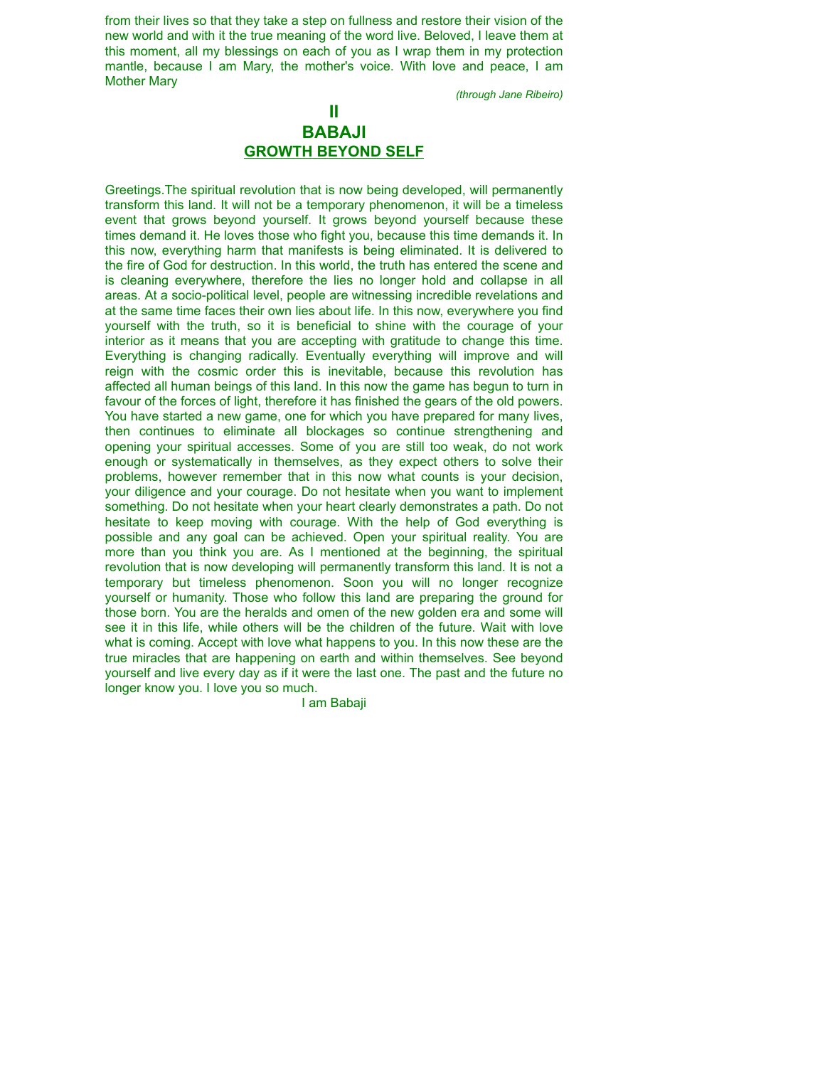from their lives so that they take a step on fullness and restore their vision of the new world and with it the true meaning of the word live. Beloved, I leave them at this moment, all my blessings on each of you as I wrap them in my protection mantle, because I am Mary, the mother's voice. With love and peace, I am Mother Mary

*(through Jane Ribeiro)*

# II
# BABAJI
## GROWTH BEYOND SELF

Greetings.The spiritual revolution that is now being developed, will permanently transform this land. It will not be a temporary phenomenon, it will be a timeless event that grows beyond yourself. It grows beyond yourself because these times demand it. He loves those who fight you, because this time demands it. In this now, everything harm that manifests is being eliminated. It is delivered to the fire of God for destruction. In this world, the truth has entered the scene and is cleaning everywhere, therefore the lies no longer hold and collapse in all areas. At a socio-political level, people are witnessing incredible revelations and at the same time faces their own lies about life. In this now, everywhere you find yourself with the truth, so it is beneficial to shine with the courage of your interior as it means that you are accepting with gratitude to change this time. Everything is changing radically. Eventually everything will improve and will reign with the cosmic order this is inevitable, because this revolution has affected all human beings of this land. In this now the game has begun to turn in favour of the forces of light, therefore it has finished the gears of the old powers. You have started a new game, one for which you have prepared for many lives, then continues to eliminate all blockages so continue strengthening and opening your spiritual accesses. Some of you are still too weak, do not work enough or systematically in themselves, as they expect others to solve their problems, however remember that in this now what counts is your decision, your diligence and your courage. Do not hesitate when you want to implement something. Do not hesitate when your heart clearly demonstrates a path. Do not hesitate to keep moving with courage. With the help of God everything is possible and any goal can be achieved. Open your spiritual reality. You are more than you think you are. As I mentioned at the beginning, the spiritual revolution that is now developing will permanently transform this land. It is not a temporary but timeless phenomenon. Soon you will no longer recognize yourself or humanity. Those who follow this land are preparing the ground for those born. You are the heralds and omen of the new golden era and some will see it in this life, while others will be the children of the future. Wait with love what is coming. Accept with love what happens to you. In this now these are the true miracles that are happening on earth and within themselves. See beyond yourself and live every day as if it were the last one. The past and the future no longer know you. I love you so much.

I am Babaji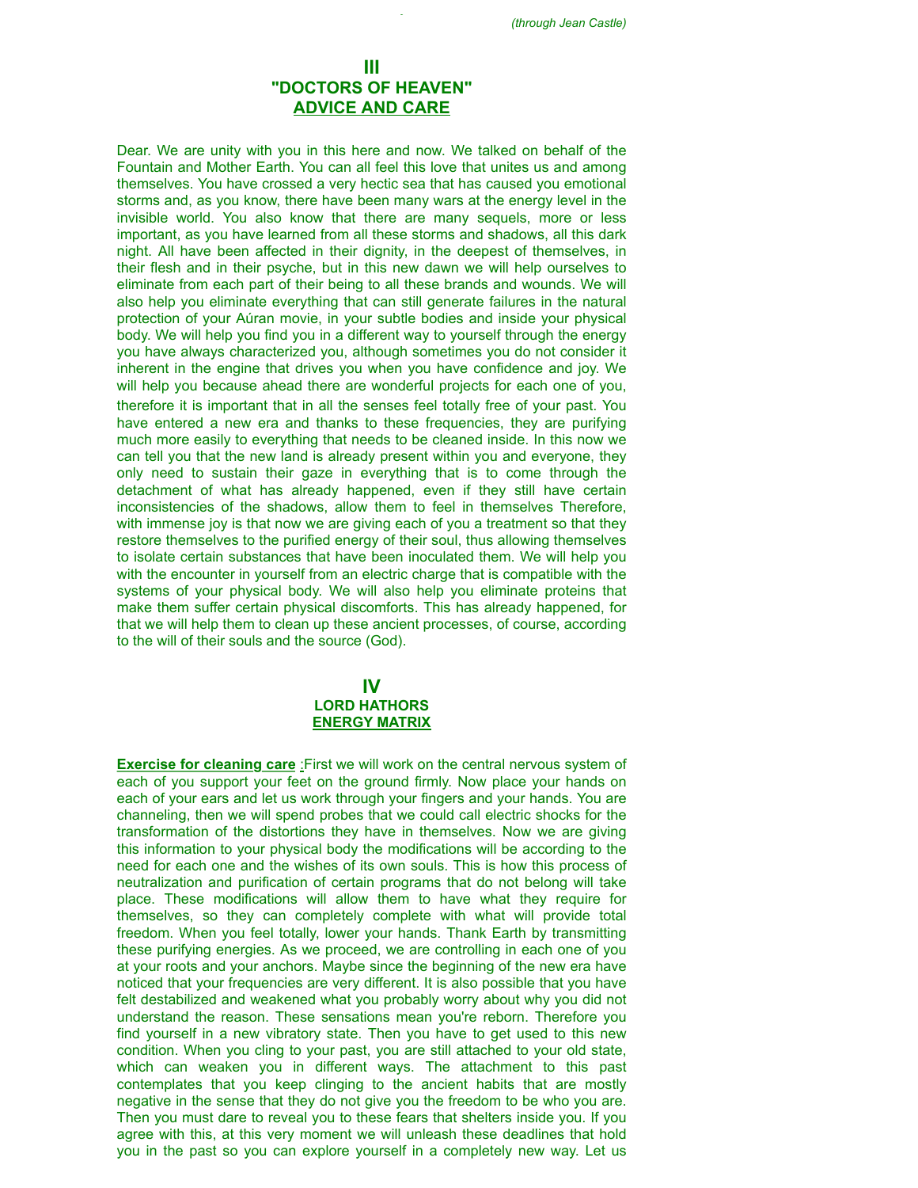*(through Jean Castle)*

## III
## "DOCTORS OF HEAVEN"
## ADVICE AND CARE

Dear. We are unity with you in this here and now. We talked on behalf of the Fountain and Mother Earth. You can all feel this love that unites us and among themselves. You have crossed a very hectic sea that has caused you emotional storms and, as you know, there have been many wars at the energy level in the invisible world. You also know that there are many sequels, more or less important, as you have learned from all these storms and shadows, all this dark night. All have been affected in their dignity, in the deepest of themselves, in their flesh and in their psyche, but in this new dawn we will help ourselves to eliminate from each part of their being to all these brands and wounds. We will also help you eliminate everything that can still generate failures in the natural protection of your Aúran movie, in your subtle bodies and inside your physical body. We will help you find you in a different way to yourself through the energy you have always characterized you, although sometimes you do not consider it inherent in the engine that drives you when you have confidence and joy. We will help you because ahead there are wonderful projects for each one of you, therefore it is important that in all the senses feel totally free of your past. You have entered a new era and thanks to these frequencies, they are purifying much more easily to everything that needs to be cleaned inside. In this now we can tell you that the new land is already present within you and everyone, they only need to sustain their gaze in everything that is to come through the detachment of what has already happened, even if they still have certain inconsistencies of the shadows, allow them to feel in themselves Therefore, with immense joy is that now we are giving each of you a treatment so that they restore themselves to the purified energy of their soul, thus allowing themselves to isolate certain substances that have been inoculated them. We will help you with the encounter in yourself from an electric charge that is compatible with the systems of your physical body. We will also help you eliminate proteins that make them suffer certain physical discomforts. This has already happened, for that we will help them to clean up these ancient processes, of course, according to the will of their souls and the source (God).

## IV
### LORD HATHORS
### ENERGY MATRIX

**Exercise for cleaning care** :First we will work on the central nervous system of each of you support your feet on the ground firmly. Now place your hands on each of your ears and let us work through your fingers and your hands. You are channeling, then we will spend probes that we could call electric shocks for the transformation of the distortions they have in themselves. Now we are giving this information to your physical body the modifications will be according to the need for each one and the wishes of its own souls. This is how this process of neutralization and purification of certain programs that do not belong will take place. These modifications will allow them to have what they require for themselves, so they can completely complete with what will provide total freedom. When you feel totally, lower your hands. Thank Earth by transmitting these purifying energies. As we proceed, we are controlling in each one of you at your roots and your anchors. Maybe since the beginning of the new era have noticed that your frequencies are very different. It is also possible that you have felt destabilized and weakened what you probably worry about why you did not understand the reason. These sensations mean you're reborn. Therefore you find yourself in a new vibratory state. Then you have to get used to this new condition. When you cling to your past, you are still attached to your old state, which can weaken you in different ways. The attachment to this past contemplates that you keep clinging to the ancient habits that are mostly negative in the sense that they do not give you the freedom to be who you are. Then you must dare to reveal you to these fears that shelters inside you. If you agree with this, at this very moment we will unleash these deadlines that hold you in the past so you can explore yourself in a completely new way. Let us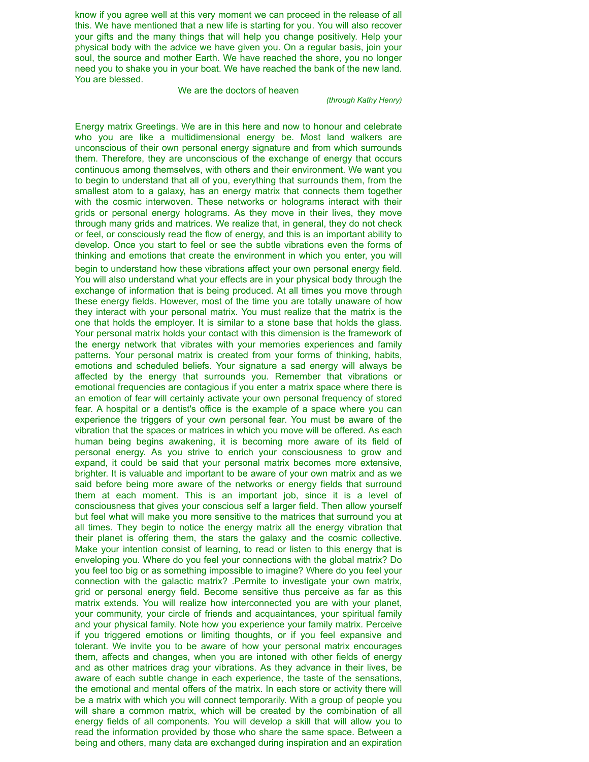know if you agree well at this very moment we can proceed in the release of all this. We have mentioned that a new life is starting for you. You will also recover your gifts and the many things that will help you change positively. Help your physical body with the advice we have given you. On a regular basis, join your soul, the source and mother Earth. We have reached the shore, you no longer need you to shake you in your boat. We have reached the bank of the new land. You are blessed.

We are the doctors of heaven

*(through Kathy Henry)*

Energy matrix Greetings. We are in this here and now to honour and celebrate who you are like a multidimensional energy be. Most land walkers are unconscious of their own personal energy signature and from which surrounds them. Therefore, they are unconscious of the exchange of energy that occurs continuous among themselves, with others and their environment. We want you to begin to understand that all of you, everything that surrounds them, from the smallest atom to a galaxy, has an energy matrix that connects them together with the cosmic interwoven. These networks or holograms interact with their grids or personal energy holograms. As they move in their lives, they move through many grids and matrices. We realize that, in general, they do not check or feel, or consciously read the flow of energy, and this is an important ability to develop. Once you start to feel or see the subtle vibrations even the forms of thinking and emotions that create the environment in which you enter, you will begin to understand how these vibrations affect your own personal energy field. You will also understand what your effects are in your physical body through the exchange of information that is being produced. At all times you move through these energy fields. However, most of the time you are totally unaware of how they interact with your personal matrix. You must realize that the matrix is the one that holds the employer. It is similar to a stone base that holds the glass. Your personal matrix holds your contact with this dimension is the framework of the energy network that vibrates with your memories experiences and family patterns. Your personal matrix is created from your forms of thinking, habits, emotions and scheduled beliefs. Your signature a sad energy will always be affected by the energy that surrounds you. Remember that vibrations or emotional frequencies are contagious if you enter a matrix space where there is an emotion of fear will certainly activate your own personal frequency of stored fear. A hospital or a dentist's office is the example of a space where you can experience the triggers of your own personal fear. You must be aware of the vibration that the spaces or matrices in which you move will be offered. As each human being begins awakening, it is becoming more aware of its field of personal energy. As you strive to enrich your consciousness to grow and expand, it could be said that your personal matrix becomes more extensive, brighter. It is valuable and important to be aware of your own matrix and as we said before being more aware of the networks or energy fields that surround them at each moment. This is an important job, since it is a level of consciousness that gives your conscious self a larger field. Then allow yourself but feel what will make you more sensitive to the matrices that surround you at all times. They begin to notice the energy matrix all the energy vibration that their planet is offering them, the stars the galaxy and the cosmic collective. Make your intention consist of learning, to read or listen to this energy that is enveloping you. Where do you feel your connections with the global matrix? Do you feel too big or as something impossible to imagine? Where do you feel your connection with the galactic matrix? .Permite to investigate your own matrix, grid or personal energy field. Become sensitive thus perceive as far as this matrix extends. You will realize how interconnected you are with your planet, your community, your circle of friends and acquaintances, your spiritual family and your physical family. Note how you experience your family matrix. Perceive if you triggered emotions or limiting thoughts, or if you feel expansive and tolerant. We invite you to be aware of how your personal matrix encourages them, affects and changes, when you are intoned with other fields of energy and as other matrices drag your vibrations. As they advance in their lives, be aware of each subtle change in each experience, the taste of the sensations, the emotional and mental offers of the matrix. In each store or activity there will be a matrix with which you will connect temporarily. With a group of people you will share a common matrix, which will be created by the combination of all energy fields of all components. You will develop a skill that will allow you to read the information provided by those who share the same space. Between a being and others, many data are exchanged during inspiration and an expiration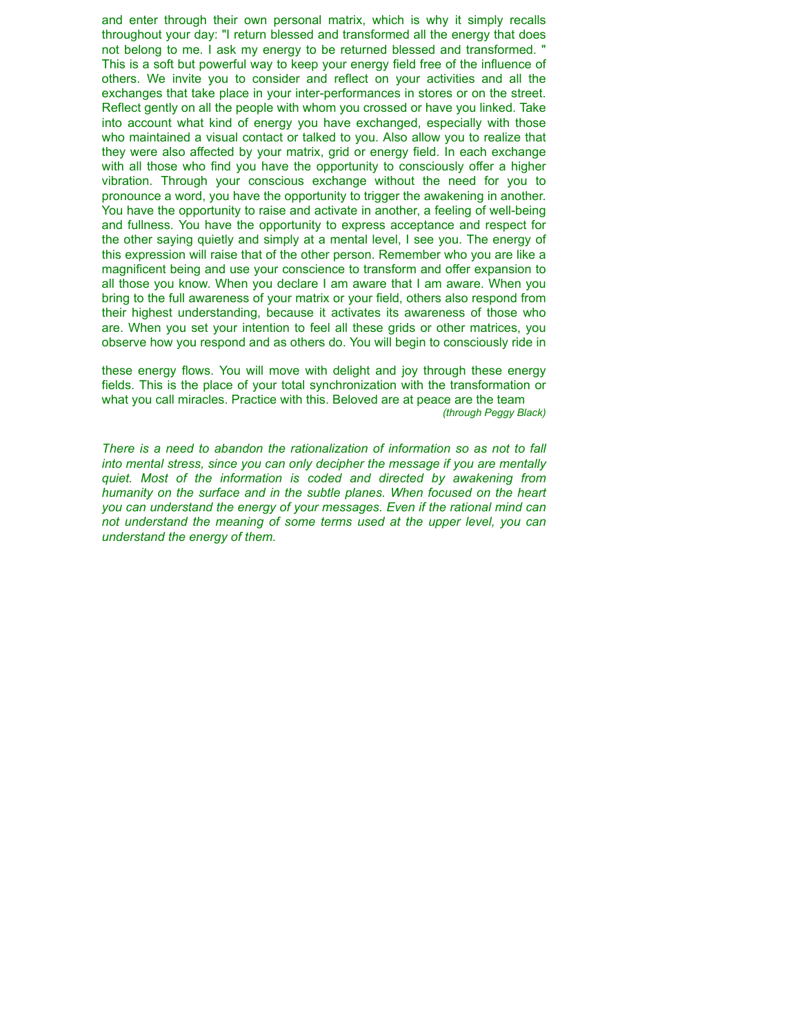and enter through their own personal matrix, which is why it simply recalls throughout your day: "I return blessed and transformed all the energy that does not belong to me. I ask my energy to be returned blessed and transformed. " This is a soft but powerful way to keep your energy field free of the influence of others. We invite you to consider and reflect on your activities and all the exchanges that take place in your inter-performances in stores or on the street. Reflect gently on all the people with whom you crossed or have you linked. Take into account what kind of energy you have exchanged, especially with those who maintained a visual contact or talked to you. Also allow you to realize that they were also affected by your matrix, grid or energy field. In each exchange with all those who find you have the opportunity to consciously offer a higher vibration. Through your conscious exchange without the need for you to pronounce a word, you have the opportunity to trigger the awakening in another. You have the opportunity to raise and activate in another, a feeling of well-being and fullness. You have the opportunity to express acceptance and respect for the other saying quietly and simply at a mental level, I see you. The energy of this expression will raise that of the other person. Remember who you are like a magnificent being and use your conscience to transform and offer expansion to all those you know. When you declare I am aware that I am aware. When you bring to the full awareness of your matrix or your field, others also respond from their highest understanding, because it activates its awareness of those who are. When you set your intention to feel all these grids or other matrices, you observe how you respond and as others do. You will begin to consciously ride in

these energy flows. You will move with delight and joy through these energy fields. This is the place of your total synchronization with the transformation or what you call miracles. Practice with this. Beloved are at peace are the team

*(through Peggy Black)*

*There is a need to abandon the rationalization of information so as not to fall into mental stress, since you can only decipher the message if you are mentally quiet. Most of the information is coded and directed by awakening from humanity on the surface and in the subtle planes. When focused on the heart you can understand the energy of your messages. Even if the rational mind can not understand the meaning of some terms used at the upper level, you can understand the energy of them.*